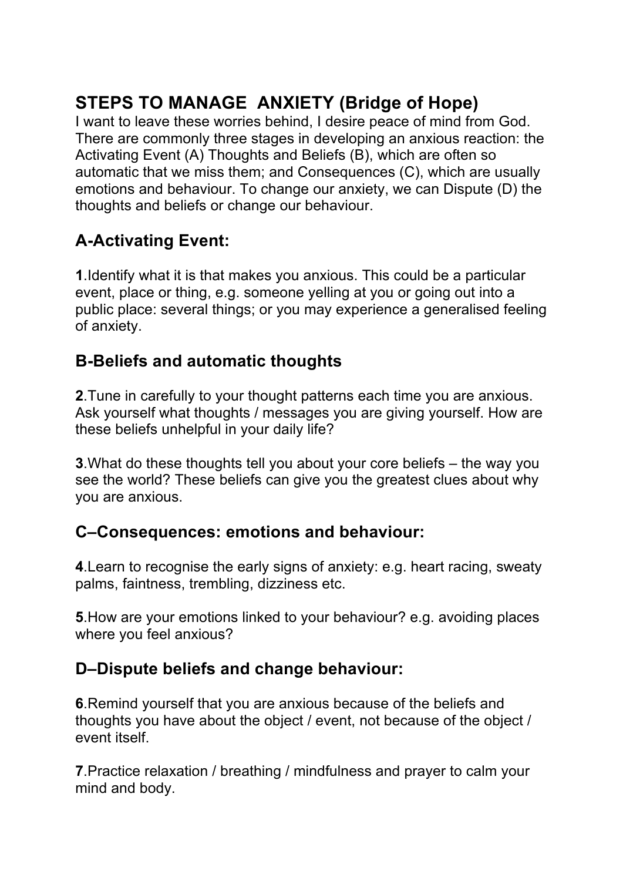# STEPS TO MANAGE ANXIETY (Bridge of Hope)

I want to leave these worries behind, I desire peace of mind from God. There are commonly three stages in developing an anxious reaction: the Activating Event (A) Thoughts and Beliefs (B), which are often so automatic that we miss them; and Consequences (C), which are usually emotions and behaviour. To change our anxiety, we can Dispute (D) the thoughts and beliefs or change our behaviour.

## A-Activating Event:

**1**.Identify what it is that makes you anxious. This could be a particular event, place or thing, e.g. someone yelling at you or going out into a public place: several things; or you may experience a generalised feeling of anxiety.

## B-Beliefs and automatic thoughts

**2**.Tune in carefully to your thought patterns each time you are anxious. Ask yourself what thoughts / messages you are giving yourself. How are these beliefs unhelpful in your daily life?

**3**.What do these thoughts tell you about your core beliefs – the way you see the world? These beliefs can give you the greatest clues about why you are anxious.

## C–Consequences: emotions and behaviour:

**4**.Learn to recognise the early signs of anxiety: e.g. heart racing, sweaty palms, faintness, trembling, dizziness etc.

**5**.How are your emotions linked to your behaviour? e.g. avoiding places where you feel anxious?

## D–Dispute beliefs and change behaviour:

**6**.Remind yourself that you are anxious because of the beliefs and thoughts you have about the object / event, not because of the object / event itself.

**7**.Practice relaxation / breathing / mindfulness and prayer to calm your mind and body.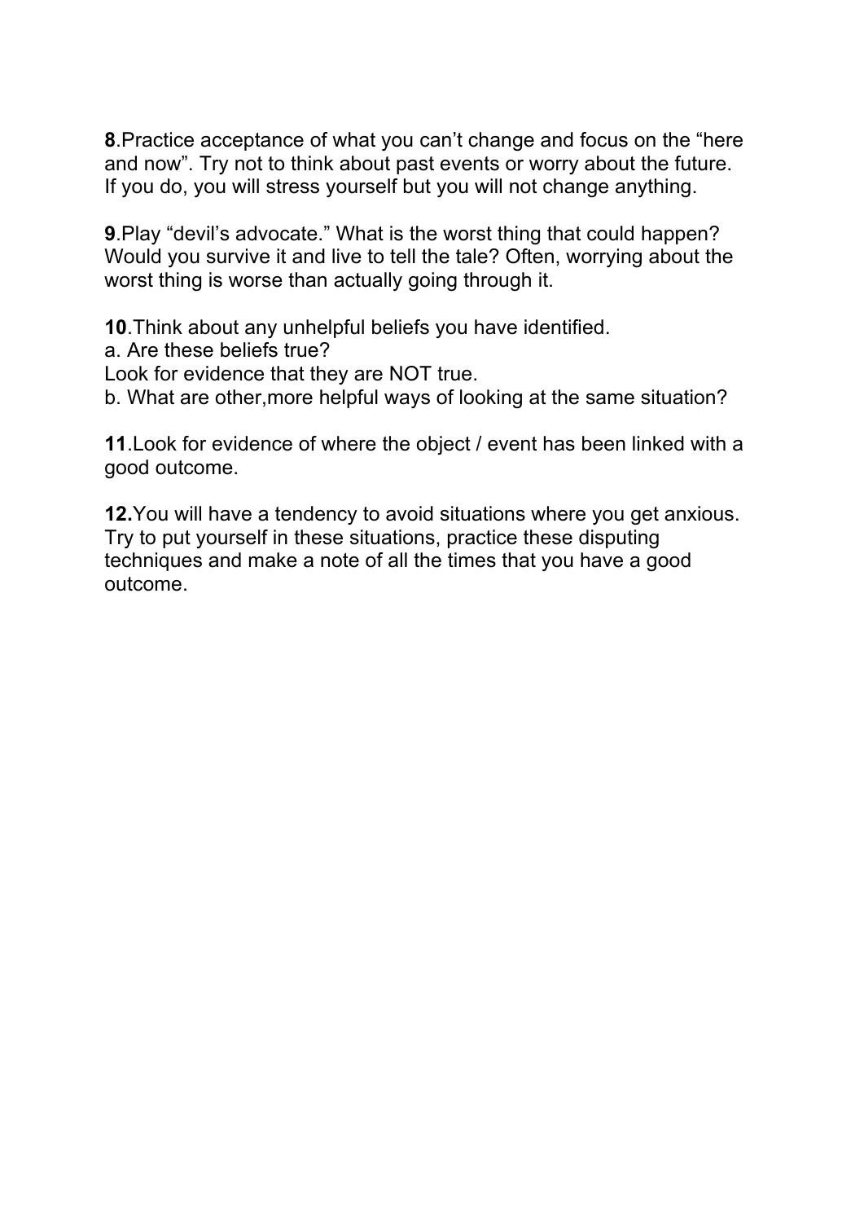**8**.Practice acceptance of what you can't change and focus on the "here and now". Try not to think about past events or worry about the future. If you do, you will stress yourself but you will not change anything.

**9**.Play "devil's advocate." What is the worst thing that could happen? Would you survive it and live to tell the tale? Often, worrying about the worst thing is worse than actually going through it.

**10**.Think about any unhelpful beliefs you have identified.
a. Are these beliefs true?
Look for evidence that they are NOT true.
b. What are other,more helpful ways of looking at the same situation?

**11**.Look for evidence of where the object / event has been linked with a good outcome.

**12.**You will have a tendency to avoid situations where you get anxious. Try to put yourself in these situations, practice these disputing techniques and make a note of all the times that you have a good outcome.